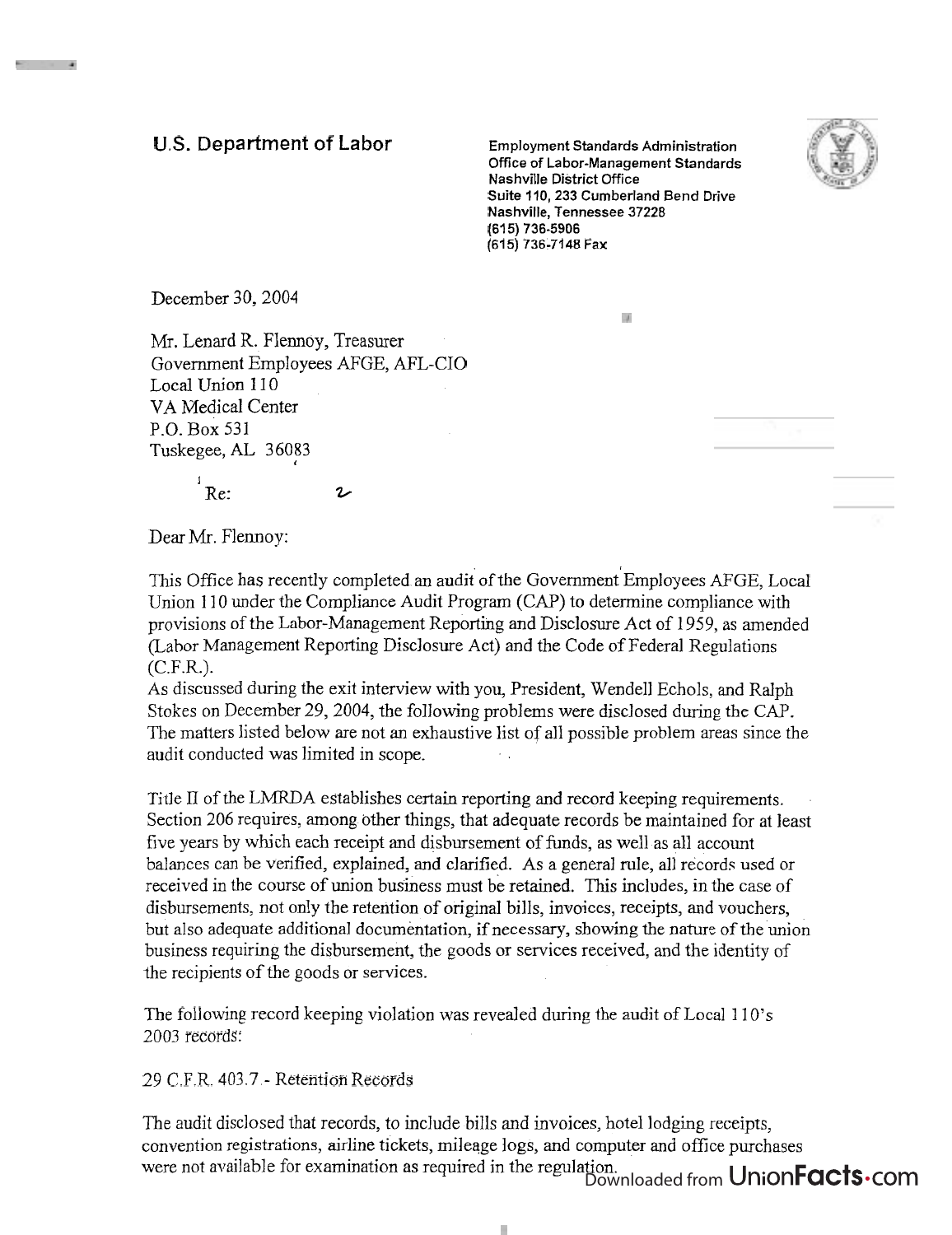**U.S. Department of Labor**

Employment Standards Administration
Office of Labor-Management Standards
Nashville District Office
Suite 110, 233 Cumberland Bend Drive
Nashville, Tennessee 37228
(615) 736-5906
(615) 736-7148 Fax

December 30, 2004

Mr. Lenard R. Flennoy, Treasurer
Government Employees AFGE, AFL-CIO
Local Union 110
VA Medical Center
P.O. Box 531
Tuskegee, AL 36083

Re:

Dear Mr. Flennoy:

This Office has recently completed an audit of the Government Employees AFGE, Local Union 110 under the Compliance Audit Program (CAP) to determine compliance with provisions of the Labor-Management Reporting and Disclosure Act of 1959, as amended (Labor Management Reporting Disclosure Act) and the Code of Federal Regulations (C.F.R.).

As discussed during the exit interview with you, President, Wendell Echols, and Ralph Stokes on December 29, 2004, the following problems were disclosed during the CAP. The matters listed below are not an exhaustive list of all possible problem areas since the audit conducted was limited in scope.

Title II of the LMRDA establishes certain reporting and record keeping requirements. Section 206 requires, among other things, that adequate records be maintained for at least five years by which each receipt and disbursement of funds, as well as all account balances can be verified, explained, and clarified. As a general rule, all records used or received in the course of union business must be retained. This includes, in the case of disbursements, not only the retention of original bills, invoices, receipts, and vouchers, but also adequate additional documentation, if necessary, showing the nature of the union business requiring the disbursement, the goods or services received, and the identity of the recipients of the goods or services.

The following record keeping violation was revealed during the audit of Local 110's 2003 records:

29 C.F.R. 403.7 - Retention Records

The audit disclosed that records, to include bills and invoices, hotel lodging receipts, convention registrations, airline tickets, mileage logs, and computer and office purchases were not available for examination as required in the regulation.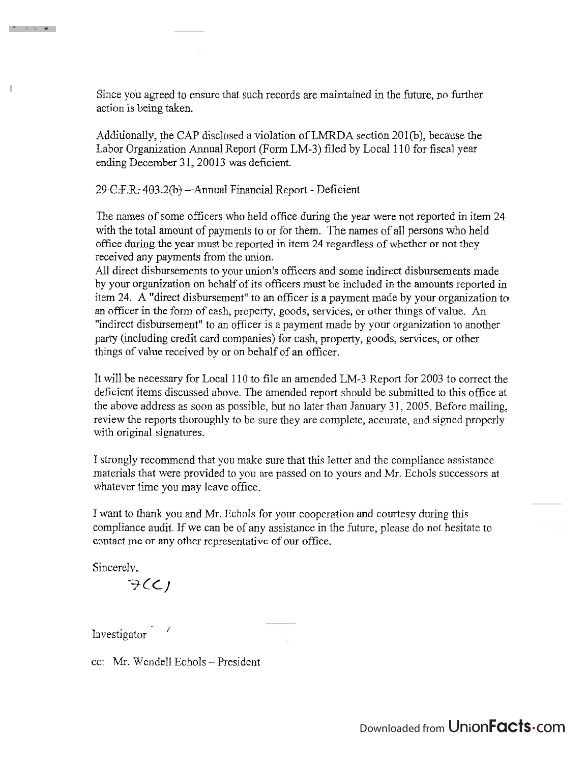Since you agreed to ensure that such records are maintained in the future, no further action is being taken.

Additionally, the CAP disclosed a violation of LMRDA section 201(b), because the Labor Organization Annual Report (Form LM-3) filed by Local 110 for fiscal year ending December 31, 20013 was deficient.

29 C.F.R. 403.2(b) – Annual Financial Report - Deficient

The names of some officers who held office during the year were not reported in item 24 with the total amount of payments to or for them. The names of all persons who held office during the year must be reported in item 24 regardless of whether or not they received any payments from the union.
All direct disbursements to your union's officers and some indirect disbursements made by your organization on behalf of its officers must be included in the amounts reported in item 24. A "direct disbursement" to an officer is a payment made by your organization to an officer in the form of cash, property, goods, services, or other things of value. An "indirect disbursement" to an officer is a payment made by your organization to another party (including credit card companies) for cash, property, goods, services, or other things of value received by or on behalf of an officer.

It will be necessary for Local 110 to file an amended LM-3 Report for 2003 to correct the deficient items discussed above. The amended report should be submitted to this office at the above address as soon as possible, but no later than January 31, 2005. Before mailing, review the reports thoroughly to be sure they are complete, accurate, and signed properly with original signatures.

I strongly recommend that you make sure that this letter and the compliance assistance materials that were provided to you are passed on to yours and Mr. Echols successors at whatever time you may leave office.

I want to thank you and Mr. Echols for your cooperation and courtesy during this compliance audit. If we can be of any assistance in the future, please do not hesitate to contact me or any other representative of our office.

Sincerely,

7(C)

Investigator

cc: Mr. Wendell Echols – President